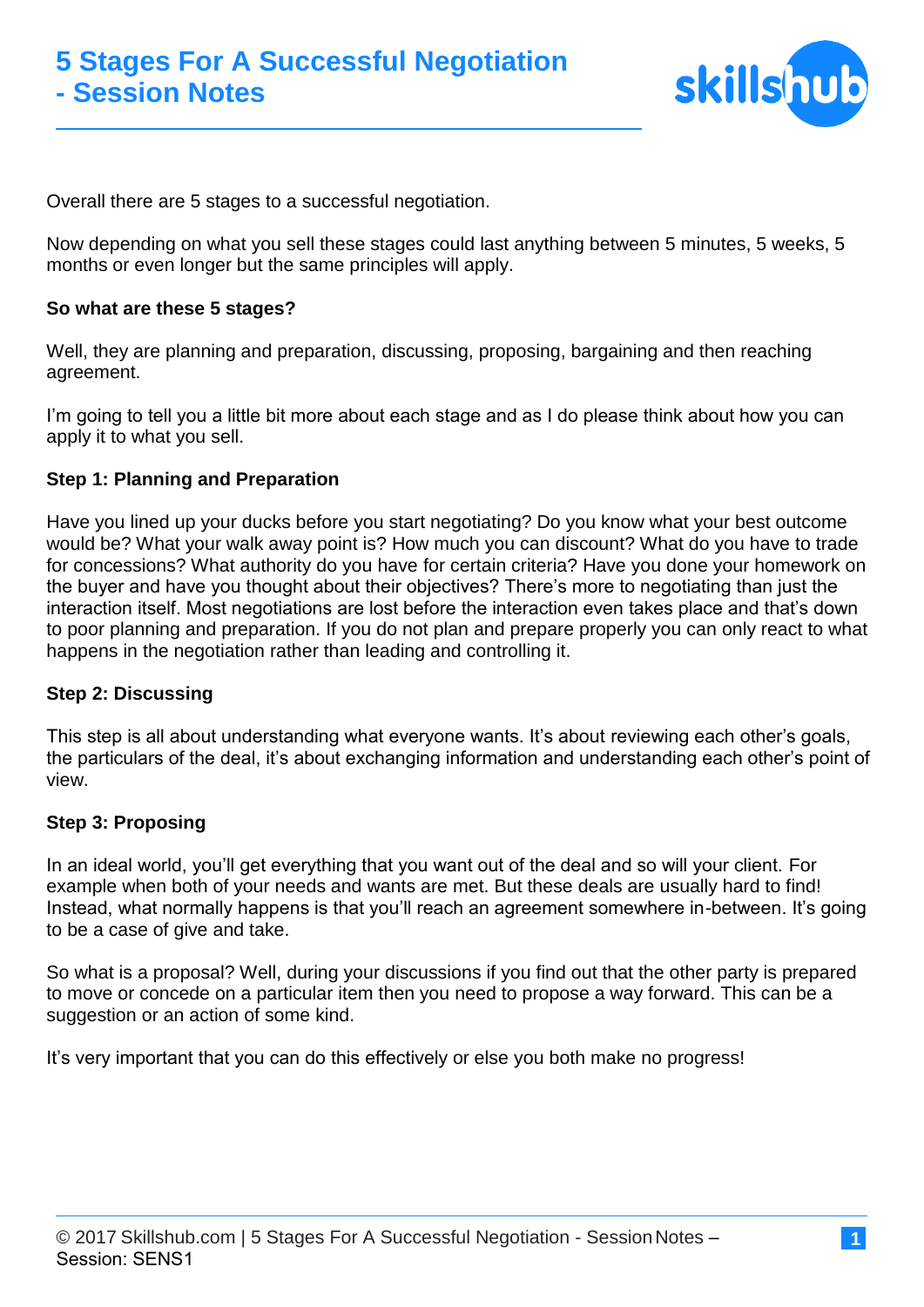# 5 Stages For A Successful Negotiation - Session Notes

Overall there are 5 stages to a successful negotiation.

Now depending on what you sell these stages could last anything between 5 minutes, 5 weeks, 5 months or even longer but the same principles will apply.

**So what are these 5 stages?**

Well, they are planning and preparation, discussing, proposing, bargaining and then reaching agreement.

I'm going to tell you a little bit more about each stage and as I do please think about how you can apply it to what you sell.

**Step 1: Planning and Preparation**

Have you lined up your ducks before you start negotiating? Do you know what your best outcome would be? What your walk away point is? How much you can discount? What do you have to trade for concessions? What authority do you have for certain criteria? Have you done your homework on the buyer and have you thought about their objectives? There's more to negotiating than just the interaction itself. Most negotiations are lost before the interaction even takes place and that's down to poor planning and preparation. If you do not plan and prepare properly you can only react to what happens in the negotiation rather than leading and controlling it.

**Step 2: Discussing**

This step is all about understanding what everyone wants. It's about reviewing each other's goals, the particulars of the deal, it's about exchanging information and understanding each other's point of view.

**Step 3: Proposing**

In an ideal world, you'll get everything that you want out of the deal and so will your client. For example when both of your needs and wants are met. But these deals are usually hard to find! Instead, what normally happens is that you'll reach an agreement somewhere in-between. It's going to be a case of give and take.

So what is a proposal? Well, during your discussions if you find out that the other party is prepared to move or concede on a particular item then you need to propose a way forward. This can be a suggestion or an action of some kind.

It's very important that you can do this effectively or else you both make no progress!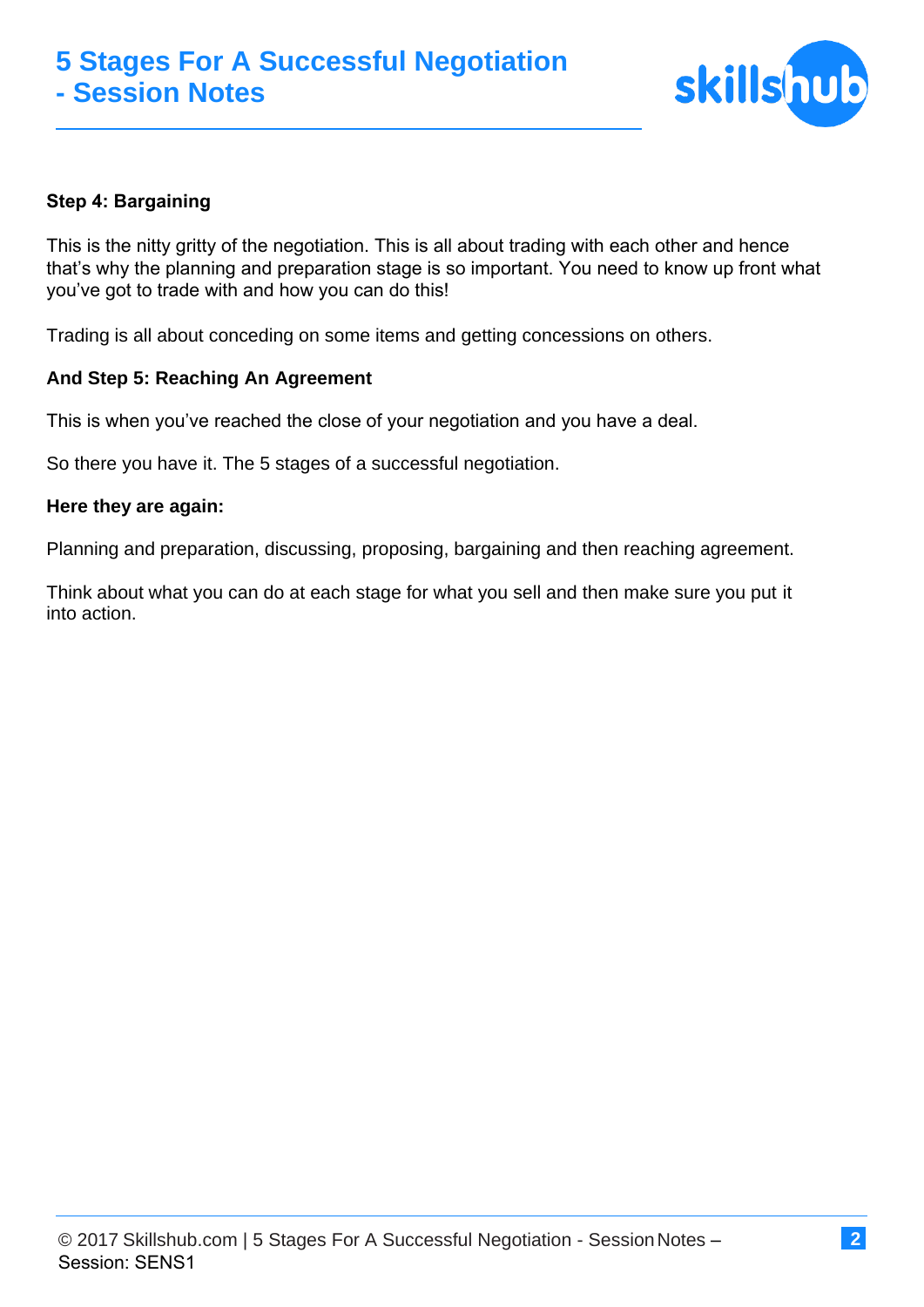**Step 4: Bargaining**

This is the nitty gritty of the negotiation. This is all about trading with each other and hence that's why the planning and preparation stage is so important. You need to know up front what you've got to trade with and how you can do this!

Trading is all about conceding on some items and getting concessions on others.

**And Step 5: Reaching An Agreement**

This is when you've reached the close of your negotiation and you have a deal.

So there you have it. The 5 stages of a successful negotiation.

**Here they are again:**

Planning and preparation, discussing, proposing, bargaining and then reaching agreement.

Think about what you can do at each stage for what you sell and then make sure you put it into action.